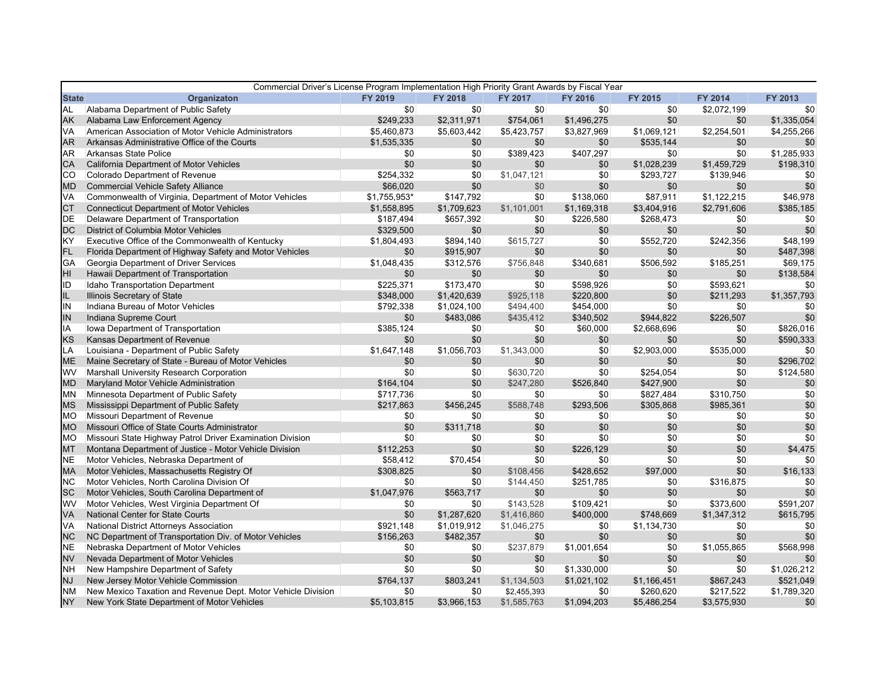| Commercial Driver's License Program Implementation High Priority Grant Awards by Fiscal Year | | | | | | | | |
|---|---|---|---|---|---|---|---|---|
| **State** | **Organizaton** | **FY 2019** | **FY 2018** | **FY 2017** | **FY 2016** | **FY 2015** | **FY 2014** | **FY 2013** |
| AL | Alabama Department of Public Safety | $0 | $0 | $0 | $0 | $0 | $2,072,199 | $0 |
| AK | Alabama Law Enforcement Agency | $249,233 | $2,311,971 | $754,061 | $1,496,275 | $0 | $0 | $1,335,054 |
| VA | American Association of Motor Vehicle Administrators | $5,460,873 | $5,603,442 | $5,423,757 | $3,827,969 | $1,069,121 | $2,254,501 | $4,255,266 |
| AR | Arkansas Administrative Office of the Courts | $1,535,335 | $0 | $0 | $0 | $535,144 | $0 | $0 |
| AR | Arkansas State Police | $0 | $0 | $389,423 | $407,297 | $0 | $0 | $1,285,933 |
| CA | California Department of Motor Vehicles | $0 | $0 | $0 | $0 | $1,028,239 | $1,459,729 | $198,310 |
| CO | Colorado Department of Revenue | $254,332 | $0 | $1,047,121 | $0 | $293,727 | $139,946 | $0 |
| MD | Commercial Vehicle Safety Alliance | $66,020 | $0 | $0 | $0 | $0 | $0 | $0 |
| VA | Commonwealth of Virginia, Department of Motor Vehicles | $1,755,953* | $147,792 | $0 | $138,060 | $87,911 | $1,122,215 | $46,978 |
| CT | Connecticut Department of Motor Vehicles | $1,558,895 | $1,709,623 | $1,101,001 | $1,169,318 | $3,404,916 | $2,791,606 | $385,185 |
| DE | Delaware Department of Transportation | $187,494 | $657,392 | $0 | $226,580 | $268,473 | $0 | $0 |
| DC | District of Columbia Motor Vehicles | $329,500 | $0 | $0 | $0 | $0 | $0 | $0 |
| KY | Executive Office of the Commonwealth of Kentucky | $1,804,493 | $894,140 | $615,727 | $0 | $552,720 | $242,356 | $48,199 |
| FL | Florida Department of Highway Safety and Motor Vehicles | $0 | $915,907 | $0 | $0 | $0 | $0 | $487,398 |
| GA | Georgia Department of Driver Services | $1,048,435 | $312,576 | $756,848 | $340,681 | $506,592 | $185,251 | $69,175 |
| HI | Hawaii Department of Transportation | $0 | $0 | $0 | $0 | $0 | $0 | $138,584 |
| ID | Idaho Transportation Department | $225,371 | $173,470 | $0 | $598,926 | $0 | $593,621 | $0 |
| IL | Illinois Secretary of State | $348,000 | $1,420,639 | $925,118 | $220,800 | $0 | $211,293 | $1,357,793 |
| IN | Indiana Bureau of Motor Vehicles | $792,338 | $1,024,100 | $494,400 | $454,000 | $0 | $0 | $0 |
| IN | Indiana Supreme Court | $0 | $483,086 | $435,412 | $340,502 | $944,822 | $226,507 | $0 |
| IA | Iowa Department of Transportation | $385,124 | $0 | $0 | $60,000 | $2,668,696 | $0 | $826,016 |
| KS | Kansas Department of Revenue | $0 | $0 | $0 | $0 | $0 | $0 | $590,333 |
| LA | Louisiana - Department of Public Safety | $1,647,148 | $1,056,703 | $1,343,000 | $0 | $2,903,000 | $535,000 | $0 |
| ME | Maine Secretary of State - Bureau of Motor Vehicles | $0 | $0 | $0 | $0 | $0 | $0 | $296,702 |
| WV | Marshall University Research Corporation | $0 | $0 | $630,720 | $0 | $254,054 | $0 | $124,580 |
| MD | Maryland Motor Vehicle Administration | $164,104 | $0 | $247,280 | $526,840 | $427,900 | $0 | $0 |
| MN | Minnesota Department of Public Safety | $717,736 | $0 | $0 | $0 | $827,484 | $310,750 | $0 |
| MS | Mississippi Department of Public Safety | $217,863 | $456,245 | $588,748 | $293,506 | $305,868 | $985,361 | $0 |
| MO | Missouri Department of Revenue | $0 | $0 | $0 | $0 | $0 | $0 | $0 |
| MO | Missouri Office of State Courts Administrator | $0 | $311,718 | $0 | $0 | $0 | $0 | $0 |
| MO | Missouri State Highway Patrol Driver Examination Division | $0 | $0 | $0 | $0 | $0 | $0 | $0 |
| MT | Montana Department of Justice - Motor Vehicle Division | $112,253 | $0 | $0 | $226,129 | $0 | $0 | $4,475 |
| NE | Motor Vehicles, Nebraska Department of | $58,412 | $70,454 | $0 | $0 | $0 | $0 | $0 |
| MA | Motor Vehicles, Massachusetts Registry Of | $308,825 | $0 | $108,456 | $428,652 | $97,000 | $0 | $16,133 |
| NC | Motor Vehicles, North Carolina Division Of | $0 | $0 | $144,450 | $251,785 | $0 | $316,875 | $0 |
| SC | Motor Vehicles, South Carolina Department of | $1,047,976 | $563,717 | $0 | $0 | $0 | $0 | $0 |
| WV | Motor Vehicles, West Virginia Department Of | $0 | $0 | $143,528 | $109,421 | $0 | $373,600 | $591,207 |
| VA | National Center for State Courts | $0 | $1,287,620 | $1,416,860 | $400,000 | $748,669 | $1,347,312 | $615,795 |
| VA | National District Attorneys Association | $921,148 | $1,019,912 | $1,046,275 | $0 | $1,134,730 | $0 | $0 |
| NC | NC Department of Transportation Div. of Motor Vehicles | $156,263 | $482,357 | $0 | $0 | $0 | $0 | $0 |
| NE | Nebraska Department of Motor Vehicles | $0 | $0 | $237,879 | $1,001,654 | $0 | $1,055,865 | $568,998 |
| NV | Nevada Department of Motor Vehicles | $0 | $0 | $0 | $0 | $0 | $0 | $0 |
| NH | New Hampshire Department of Safety | $0 | $0 | $0 | $1,330,000 | $0 | $0 | $1,026,212 |
| NJ | New Jersey Motor Vehicle Commission | $764,137 | $803,241 | $1,134,503 | $1,021,102 | $1,166,451 | $867,243 | $521,049 |
| NM | New Mexico Taxation and Revenue Dept. Motor Vehicle Division | $0 | $0 | $2,455,393 | $0 | $260,620 | $217,522 | $1,789,320 |
| NY | New York State Department of Motor Vehicles | $5,103,815 | $3,966,153 | $1,585,763 | $1,094,203 | $5,486,254 | $3,575,930 | $0 |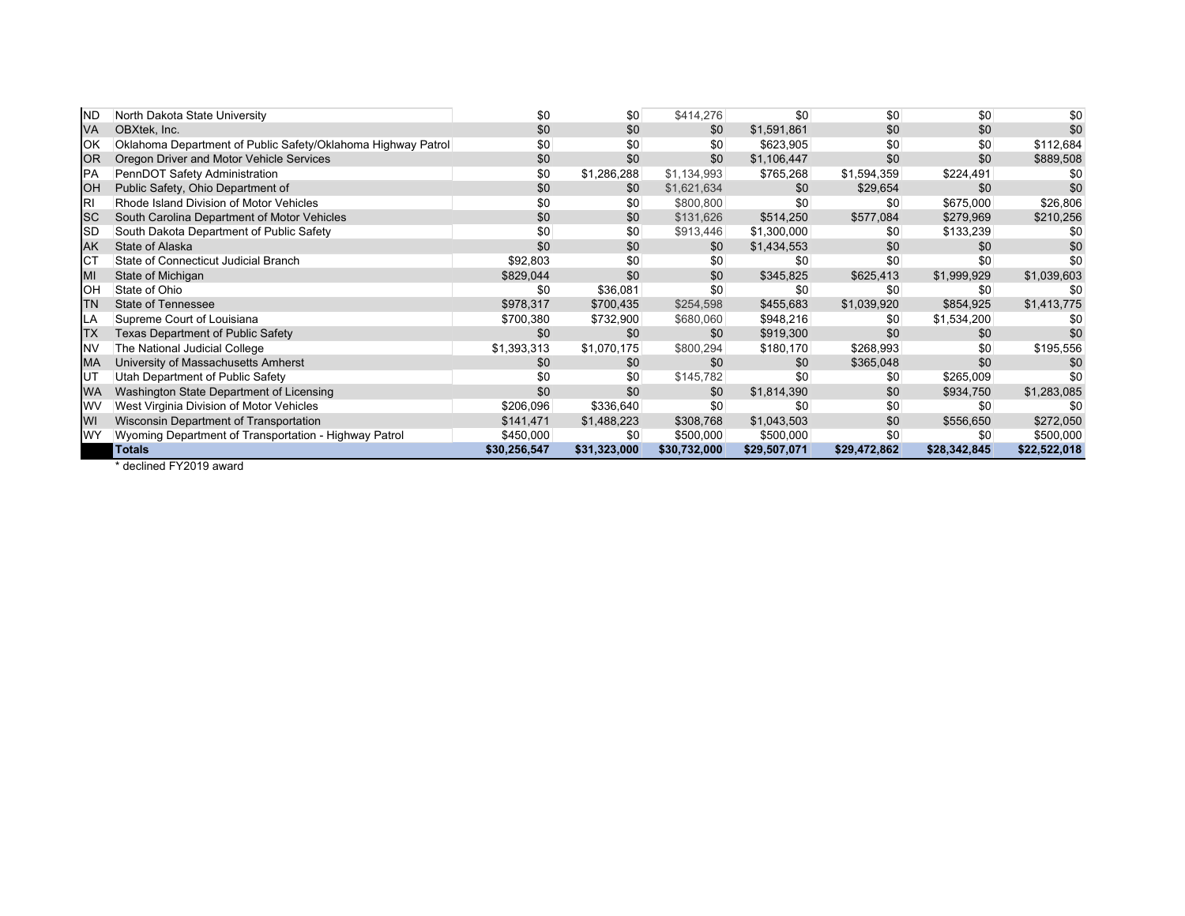| | | | | | | | | |
|---|---|---|---|---|---|---|---|---|
| ND | North Dakota State University | $0 | $0 | $414,276 | $0 | $0 | $0 | $0 |
| VA | OBXtek, Inc. | $0 | $0 | $0 | $1,591,861 | $0 | $0 | $0 |
| OK | Oklahoma Department of Public Safety/Oklahoma Highway Patrol | $0 | $0 | $0 | $623,905 | $0 | $0 | $112,684 |
| OR | Oregon Driver and Motor Vehicle Services | $0 | $0 | $0 | $1,106,447 | $0 | $0 | $889,508 |
| PA | PennDOT Safety Administration | $0 | $1,286,288 | $1,134,993 | $765,268 | $1,594,359 | $224,491 | $0 |
| OH | Public Safety, Ohio Department of | $0 | $0 | $1,621,634 | $0 | $29,654 | $0 | $0 |
| RI | Rhode Island Division of Motor Vehicles | $0 | $0 | $800,800 | $0 | $0 | $675,000 | $26,806 |
| SC | South Carolina Department of Motor Vehicles | $0 | $0 | $131,626 | $514,250 | $577,084 | $279,969 | $210,256 |
| SD | South Dakota Department of Public Safety | $0 | $0 | $913,446 | $1,300,000 | $0 | $133,239 | $0 |
| AK | State of Alaska | $0 | $0 | $0 | $1,434,553 | $0 | $0 | $0 |
| CT | State of Connecticut Judicial Branch | $92,803 | $0 | $0 | $0 | $0 | $0 | $0 |
| MI | State of Michigan | $829,044 | $0 | $0 | $345,825 | $625,413 | $1,999,929 | $1,039,603 |
| OH | State of Ohio | $0 | $36,081 | $0 | $0 | $0 | $0 | $0 |
| TN | State of Tennessee | $978,317 | $700,435 | $254,598 | $455,683 | $1,039,920 | $854,925 | $1,413,775 |
| LA | Supreme Court of Louisiana | $700,380 | $732,900 | $680,060 | $948,216 | $0 | $1,534,200 | $0 |
| TX | Texas Department of Public Safety | $0 | $0 | $0 | $919,300 | $0 | $0 | $0 |
| NV | The National Judicial College | $1,393,313 | $1,070,175 | $800,294 | $180,170 | $268,993 | $0 | $195,556 |
| MA | University of Massachusetts Amherst | $0 | $0 | $0 | $0 | $365,048 | $0 | $0 |
| UT | Utah Department of Public Safety | $0 | $0 | $145,782 | $0 | $0 | $265,009 | $0 |
| WA | Washington State Department of Licensing | $0 | $0 | $0 | $1,814,390 | $0 | $934,750 | $1,283,085 |
| WV | West Virginia Division of Motor Vehicles | $206,096 | $336,640 | $0 | $0 | $0 | $0 | $0 |
| WI | Wisconsin Department of Transportation | $141,471 | $1,488,223 | $308,768 | $1,043,503 | $0 | $556,650 | $272,050 |
| WY | Wyoming Department of Transportation - Highway Patrol | $450,000 | $0 | $500,000 | $500,000 | $0 | $0 | $500,000 |
| | **Totals** | **$30,256,547** | **$31,323,000** | **$30,732,000** | **$29,507,071** | **$29,472,862** | **$28,342,845** | **$22,522,018** |

* declined FY2019 award